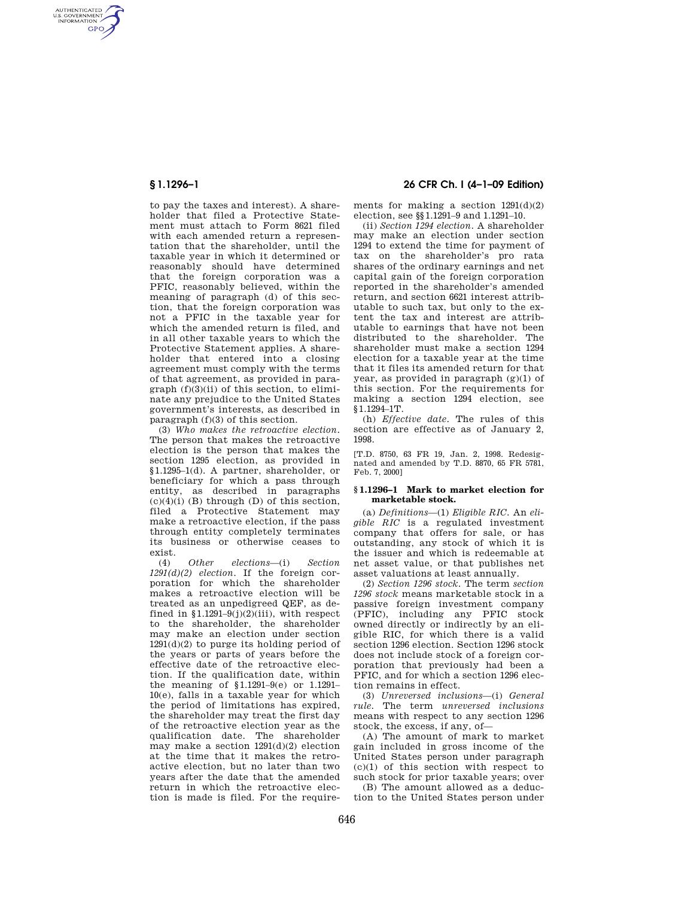to pay the taxes and interest). A shareholder that filed a Protective Statement must attach to Form 8621 filed with each amended return a representation that the shareholder, until the taxable year in which it determined or reasonably should have determined that the foreign corporation was a PFIC, reasonably believed, within the meaning of paragraph (d) of this section, that the foreign corporation was not a PFIC in the taxable year for which the amended return is filed, and in all other taxable years to which the Protective Statement applies. A shareholder that entered into a closing agreement must comply with the terms of that agreement, as provided in paragraph (f)(3)(ii) of this section, to eliminate any prejudice to the United States government's interests, as described in paragraph (f)(3) of this section.

(3) *Who makes the retroactive election.* The person that makes the retroactive election is the person that makes the section 1295 election, as provided in §1.1295–1(d). A partner, shareholder, or beneficiary for which a pass through entity, as described in paragraphs (c)(4)(i) (B) through (D) of this section, filed a Protective Statement may make a retroactive election, if the pass through entity completely terminates its business or otherwise ceases to exist.

(4) *Other elections*—(i) *Section 1291(d)(2) election.* If the foreign corporation for which the shareholder makes a retroactive election will be treated as an unpedigreed QEF, as defined in §1.1291–9(j)(2)(iii), with respect to the shareholder, the shareholder may make an election under section 1291(d)(2) to purge its holding period of the years or parts of years before the effective date of the retroactive election. If the qualification date, within the meaning of §1.1291–9(e) or 1.1291–10(e), falls in a taxable year for which the period of limitations has expired, the shareholder may treat the first day of the retroactive election year as the qualification date. The shareholder may make a section 1291(d)(2) election at the time that it makes the retroactive election, but no later than two years after the date that the amended return in which the retroactive election is made is filed. For the requirements for making a section 1291(d)(2) election, see §§1.1291–9 and 1.1291–10.

(ii) *Section 1294 election.* A shareholder may make an election under section 1294 to extend the time for payment of tax on the shareholder's pro rata shares of the ordinary earnings and net capital gain of the foreign corporation reported in the shareholder's amended return, and section 6621 interest attributable to such tax, but only to the extent the tax and interest are attributable to earnings that have not been distributed to the shareholder. The shareholder must make a section 1294 election for a taxable year at the time that it files its amended return for that year, as provided in paragraph (g)(1) of this section. For the requirements for making a section 1294 election, see §1.1294–1T.

(h) *Effective date.* The rules of this section are effective as of January 2, 1998.

[T.D. 8750, 63 FR 19, Jan. 2, 1998. Redesignated and amended by T.D. 8870, 65 FR 5781, Feb. 7, 2000]

### §1.1296–1 Mark to market election for marketable stock.

(a) *Definitions*—(1) *Eligible RIC.* An *eligible RIC* is a regulated investment company that offers for sale, or has outstanding, any stock of which it is the issuer and which is redeemable at net asset value, or that publishes net asset valuations at least annually.

(2) *Section 1296 stock.* The term *section 1296 stock* means marketable stock in a passive foreign investment company (PFIC), including any PFIC stock owned directly or indirectly by an eligible RIC, for which there is a valid section 1296 election. Section 1296 stock does not include stock of a foreign corporation that previously had been a PFIC, and for which a section 1296 election remains in effect.

(3) *Unreversed inclusions*—(i) *General rule.* The term *unreversed inclusions* means with respect to any section 1296 stock, the excess, if any, of—

(A) The amount of mark to market gain included in gross income of the United States person under paragraph (c)(1) of this section with respect to such stock for prior taxable years; over

(B) The amount allowed as a deduction to the United States person under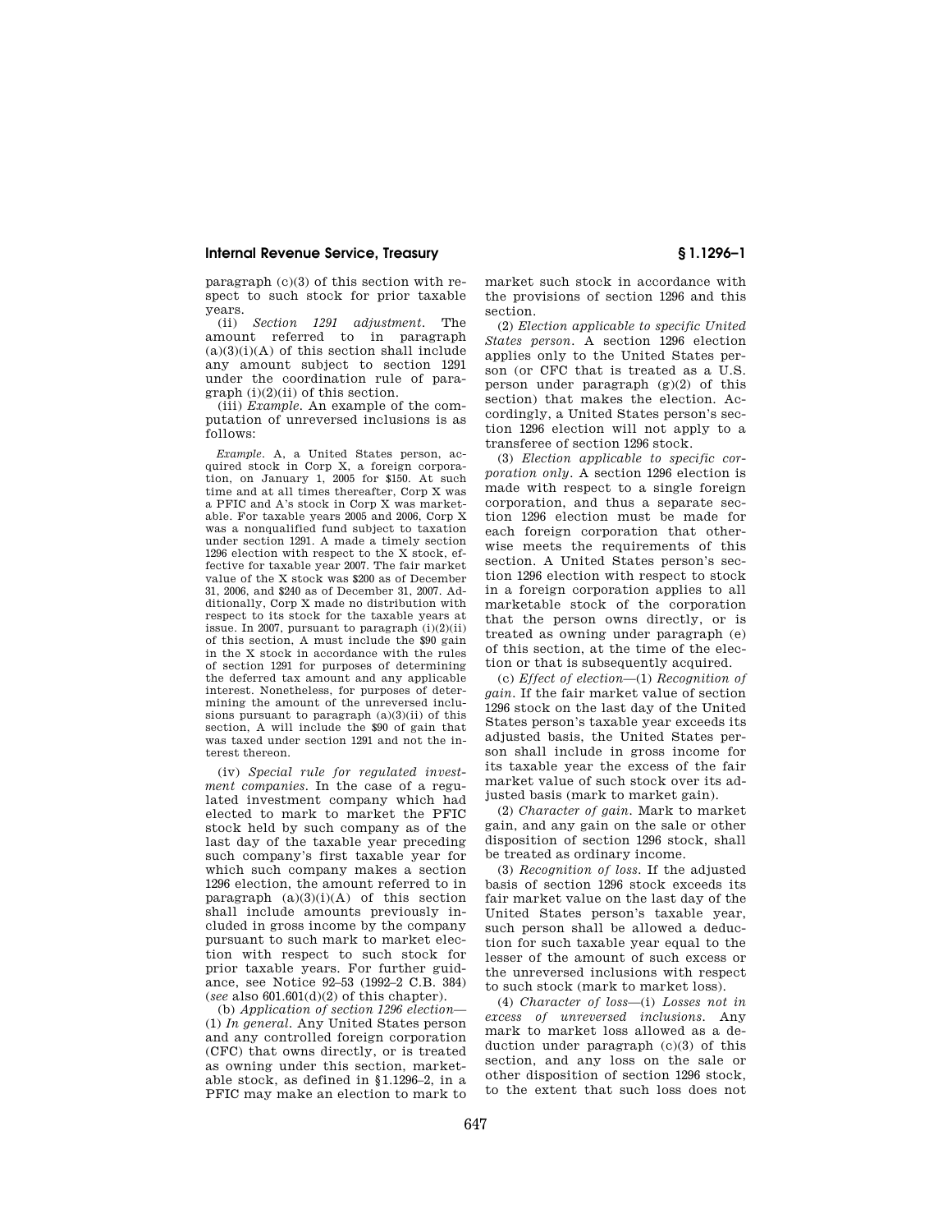paragraph (c)(3) of this section with respect to such stock for prior taxable years.

(ii) *Section 1291 adjustment.* The amount referred to in paragraph (a)(3)(i)(A) of this section shall include any amount subject to section 1291 under the coordination rule of paragraph (i)(2)(ii) of this section.

(iii) *Example.* An example of the computation of unreversed inclusions is as follows:

*Example.* A, a United States person, acquired stock in Corp X, a foreign corporation, on January 1, 2005 for $150. At such time and at all times thereafter, Corp X was a PFIC and A's stock in Corp X was marketable. For taxable years 2005 and 2006, Corp X was a nonqualified fund subject to taxation under section 1291. A made a timely section 1296 election with respect to the X stock, effective for taxable year 2007. The fair market value of the X stock was $200 as of December 31, 2006, and $240 as of December 31, 2007. Additionally, Corp X made no distribution with respect to its stock for the taxable years at issue. In 2007, pursuant to paragraph (i)(2)(ii) of this section, A must include the $90 gain in the X stock in accordance with the rules of section 1291 for purposes of determining the deferred tax amount and any applicable interest. Nonetheless, for purposes of determining the amount of the unreversed inclusions pursuant to paragraph (a)(3)(ii) of this section, A will include the $90 of gain that was taxed under section 1291 and not the interest thereon.

(iv) *Special rule for regulated investment companies.* In the case of a regulated investment company which had elected to mark to market the PFIC stock held by such company as of the last day of the taxable year preceding such company's first taxable year for which such company makes a section 1296 election, the amount referred to in paragraph (a)(3)(i)(A) of this section shall include amounts previously included in gross income by the company pursuant to such mark to market election with respect to such stock for prior taxable years. For further guidance, see Notice 92–53 (1992–2 C.B. 384) (*see* also 601.601(d)(2) of this chapter).

(b) *Application of section 1296 election*—(1) *In general.* Any United States person and any controlled foreign corporation (CFC) that owns directly, or is treated as owning under this section, marketable stock, as defined in §1.1296–2, in a PFIC may make an election to mark to market such stock in accordance with the provisions of section 1296 and this section.

(2) *Election applicable to specific United States person.* A section 1296 election applies only to the United States person (or CFC that is treated as a U.S. person under paragraph (g)(2) of this section) that makes the election. Accordingly, a United States person's section 1296 election will not apply to a transferee of section 1296 stock.

(3) *Election applicable to specific corporation only.* A section 1296 election is made with respect to a single foreign corporation, and thus a separate section 1296 election must be made for each foreign corporation that otherwise meets the requirements of this section. A United States person's section 1296 election with respect to stock in a foreign corporation applies to all marketable stock of the corporation that the person owns directly, or is treated as owning under paragraph (e) of this section, at the time of the election or that is subsequently acquired.

(c) *Effect of election*—(1) *Recognition of gain.* If the fair market value of section 1296 stock on the last day of the United States person's taxable year exceeds its adjusted basis, the United States person shall include in gross income for its taxable year the excess of the fair market value of such stock over its adjusted basis (mark to market gain).

(2) *Character of gain.* Mark to market gain, and any gain on the sale or other disposition of section 1296 stock, shall be treated as ordinary income.

(3) *Recognition of loss.* If the adjusted basis of section 1296 stock exceeds its fair market value on the last day of the United States person's taxable year, such person shall be allowed a deduction for such taxable year equal to the lesser of the amount of such excess or the unreversed inclusions with respect to such stock (mark to market loss).

(4) *Character of loss*—(i) *Losses not in excess of unreversed inclusions.* Any mark to market loss allowed as a deduction under paragraph (c)(3) of this section, and any loss on the sale or other disposition of section 1296 stock, to the extent that such loss does not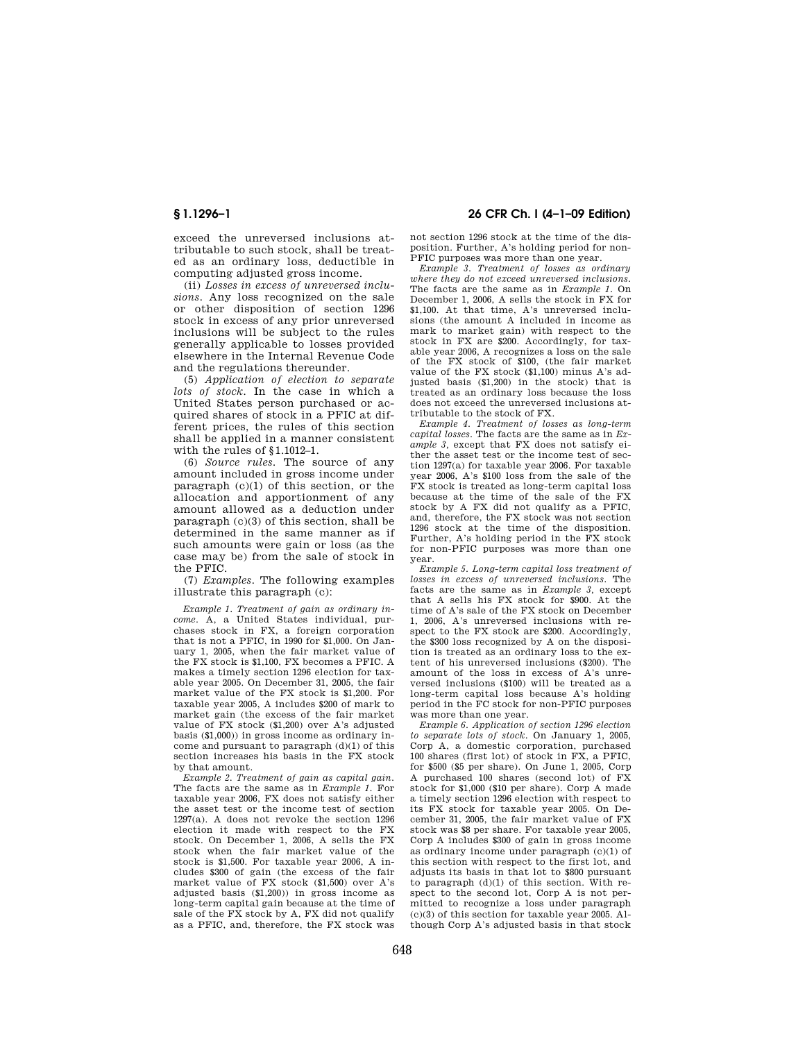exceed the unreversed inclusions attributable to such stock, shall be treated as an ordinary loss, deductible in computing adjusted gross income.

(ii) *Losses in excess of unreversed inclusions*. Any loss recognized on the sale or other disposition of section 1296 stock in excess of any prior unreversed inclusions will be subject to the rules generally applicable to losses provided elsewhere in the Internal Revenue Code and the regulations thereunder.

(5) *Application of election to separate lots of stock*. In the case in which a United States person purchased or acquired shares of stock in a PFIC at different prices, the rules of this section shall be applied in a manner consistent with the rules of §1.1012–1.

(6) *Source rules*. The source of any amount included in gross income under paragraph (c)(1) of this section, or the allocation and apportionment of any amount allowed as a deduction under paragraph (c)(3) of this section, shall be determined in the same manner as if such amounts were gain or loss (as the case may be) from the sale of stock in the PFIC.

(7) *Examples*. The following examples illustrate this paragraph (c):

*Example 1. Treatment of gain as ordinary income*. A, a United States individual, purchases stock in FX, a foreign corporation that is not a PFIC, in 1990 for $1,000. On January 1, 2005, when the fair market value of the FX stock is $1,100, FX becomes a PFIC. A makes a timely section 1296 election for taxable year 2005. On December 31, 2005, the fair market value of the FX stock is $1,200. For taxable year 2005, A includes $200 of mark to market gain (the excess of the fair market value of FX stock ($1,200) over A's adjusted basis ($1,000)) in gross income as ordinary income and pursuant to paragraph (d)(1) of this section increases his basis in the FX stock by that amount.

*Example 2. Treatment of gain as capital gain*. The facts are the same as in *Example 1*. For taxable year 2006, FX does not satisfy either the asset test or the income test of section 1297(a). A does not revoke the section 1296 election it made with respect to the FX stock. On December 1, 2006, A sells the FX stock when the fair market value of the stock is $1,500. For taxable year 2006, A includes $300 of gain (the excess of the fair market value of FX stock ($1,500) over A's adjusted basis ($1,200)) in gross income as long-term capital gain because at the time of sale of the FX stock by A, FX did not qualify as a PFIC, and, therefore, the FX stock was not section 1296 stock at the time of the disposition. Further, A's holding period for non-PFIC purposes was more than one year.

*Example 3. Treatment of losses as ordinary where they do not exceed unreversed inclusions*. The facts are the same as in *Example 1*. On December 1, 2006, A sells the stock in FX for $1,100. At that time, A's unreversed inclusions (the amount A included in income as mark to market gain) with respect to the stock in FX are $200. Accordingly, for taxable year 2006, A recognizes a loss on the sale of the FX stock of $100, (the fair market value of the FX stock ($1,100) minus A's adjusted basis ($1,200) in the stock) that is treated as an ordinary loss because the loss does not exceed the unreversed inclusions attributable to the stock of FX.

*Example 4. Treatment of losses as long-term capital losses*. The facts are the same as in *Example 3*, except that FX does not satisfy either the asset test or the income test of section 1297(a) for taxable year 2006. For taxable year 2006, A's $100 loss from the sale of the FX stock is treated as long-term capital loss because at the time of the sale of the FX stock by A FX did not qualify as a PFIC, and, therefore, the FX stock was not section 1296 stock at the time of the disposition. Further, A's holding period in the FX stock for non-PFIC purposes was more than one year.

*Example 5. Long-term capital loss treatment of losses in excess of unreversed inclusions*. The facts are the same as in *Example 3*, except that A sells his FX stock for $900. At the time of A's sale of the FX stock on December 1, 2006, A's unreversed inclusions with respect to the FX stock are $200. Accordingly, the $300 loss recognized by A on the disposition is treated as an ordinary loss to the extent of his unreversed inclusions ($200). The amount of the loss in excess of A's unreversed inclusions ($100) will be treated as a long-term capital loss because A's holding period in the FC stock for non-PFIC purposes was more than one year.

*Example 6. Application of section 1296 election to separate lots of stock*. On January 1, 2005, Corp A, a domestic corporation, purchased 100 shares (first lot) of stock in FX, a PFIC, for $500 ($5 per share). On June 1, 2005, Corp A purchased 100 shares (second lot) of FX stock for $1,000 ($10 per share). Corp A made a timely section 1296 election with respect to its FX stock for taxable year 2005. On December 31, 2005, the fair market value of FX stock was $8 per share. For taxable year 2005, Corp A includes $300 of gain in gross income as ordinary income under paragraph (c)(1) of this section with respect to the first lot, and adjusts its basis in that lot to $800 pursuant to paragraph (d)(1) of this section. With respect to the second lot, Corp A is not permitted to recognize a loss under paragraph (c)(3) of this section for taxable year 2005. Although Corp A's adjusted basis in that stock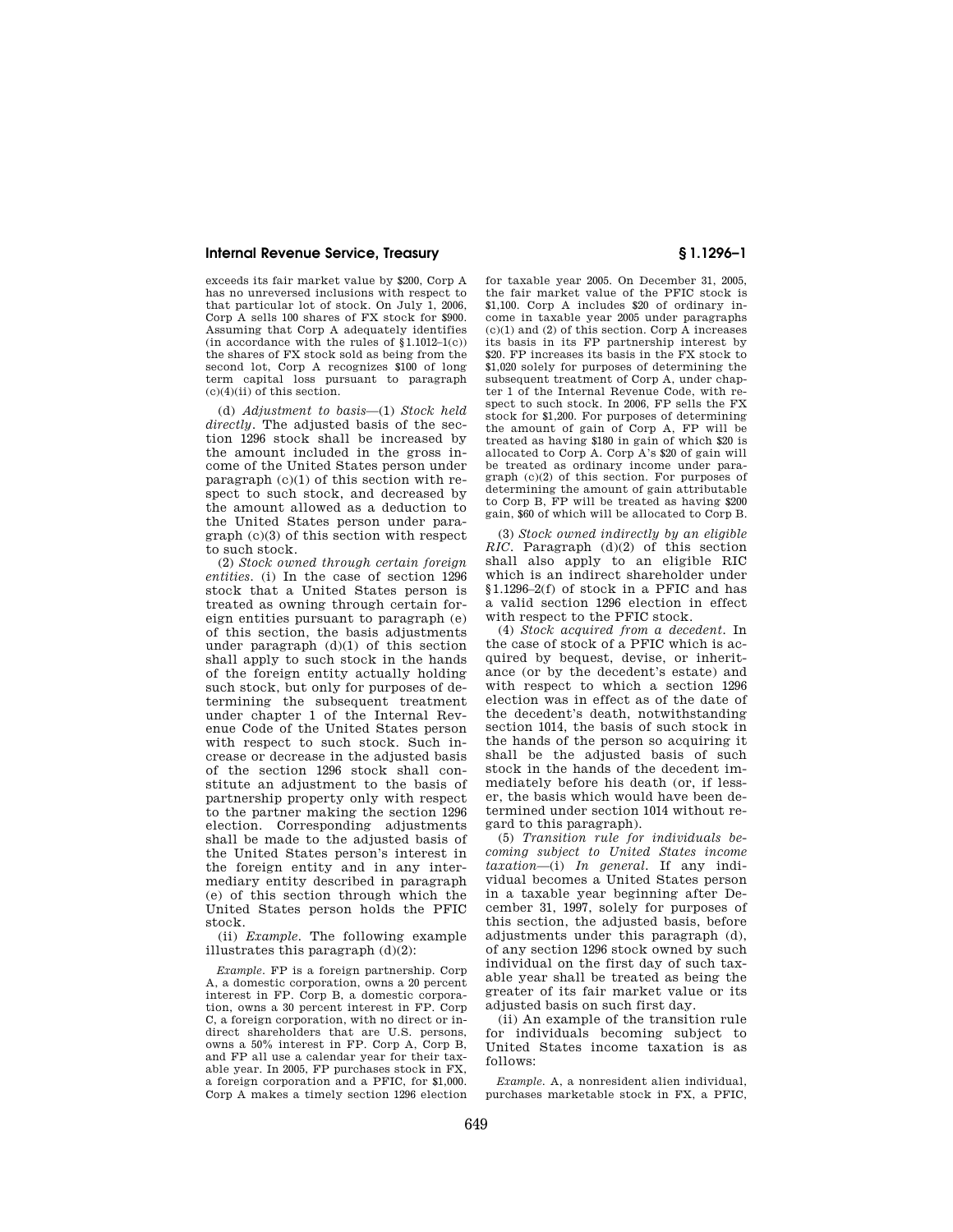exceeds its fair market value by $200, Corp A has no unreversed inclusions with respect to that particular lot of stock. On July 1, 2006, Corp A sells 100 shares of FX stock for $900. Assuming that Corp A adequately identifies (in accordance with the rules of §1.1012–1(c)) the shares of FX stock sold as being from the second lot, Corp A recognizes $100 of long term capital loss pursuant to paragraph (c)(4)(ii) of this section.

(d) *Adjustment to basis*—(1) *Stock held directly.* The adjusted basis of the section 1296 stock shall be increased by the amount included in the gross income of the United States person under paragraph (c)(1) of this section with respect to such stock, and decreased by the amount allowed as a deduction to the United States person under paragraph (c)(3) of this section with respect to such stock.

(2) *Stock owned through certain foreign entities.* (i) In the case of section 1296 stock that a United States person is treated as owning through certain foreign entities pursuant to paragraph (e) of this section, the basis adjustments under paragraph (d)(1) of this section shall apply to such stock in the hands of the foreign entity actually holding such stock, but only for purposes of determining the subsequent treatment under chapter 1 of the Internal Revenue Code of the United States person with respect to such stock. Such increase or decrease in the adjusted basis of the section 1296 stock shall constitute an adjustment to the basis of partnership property only with respect to the partner making the section 1296 election. Corresponding adjustments shall be made to the adjusted basis of the United States person's interest in the foreign entity and in any intermediary entity described in paragraph (e) of this section through which the United States person holds the PFIC stock.

(ii) *Example.* The following example illustrates this paragraph (d)(2):

*Example.* FP is a foreign partnership. Corp A, a domestic corporation, owns a 20 percent interest in FP. Corp B, a domestic corporation, owns a 30 percent interest in FP. Corp C, a foreign corporation, with no direct or indirect shareholders that are U.S. persons, owns a 50% interest in FP. Corp A, Corp B, and FP all use a calendar year for their taxable year. In 2005, FP purchases stock in FX, a foreign corporation and a PFIC, for $1,000. Corp A makes a timely section 1296 election for taxable year 2005. On December 31, 2005, the fair market value of the PFIC stock is $1,100. Corp A includes $20 of ordinary income in taxable year 2005 under paragraphs (c)(1) and (2) of this section. Corp A increases its basis in its FP partnership interest by $20. FP increases its basis in the FX stock to $1,020 solely for purposes of determining the subsequent treatment of Corp A, under chapter 1 of the Internal Revenue Code, with respect to such stock. In 2006, FP sells the FX stock for $1,200. For purposes of determining the amount of gain of Corp A, FP will be treated as having $180 in gain of which $20 is allocated to Corp A. Corp A's $20 of gain will be treated as ordinary income under paragraph (c)(2) of this section. For purposes of determining the amount of gain attributable to Corp B, FP will be treated as having $200 gain, $60 of which will be allocated to Corp B.

(3) *Stock owned indirectly by an eligible RIC.* Paragraph (d)(2) of this section shall also apply to an eligible RIC which is an indirect shareholder under §1.1296–2(f) of stock in a PFIC and has a valid section 1296 election in effect with respect to the PFIC stock.

(4) *Stock acquired from a decedent.* In the case of stock of a PFIC which is acquired by bequest, devise, or inheritance (or by the decedent's estate) and with respect to which a section 1296 election was in effect as of the date of the decedent's death, notwithstanding section 1014, the basis of such stock in the hands of the person so acquiring it shall be the adjusted basis of such stock in the hands of the decedent immediately before his death (or, if lesser, the basis which would have been determined under section 1014 without regard to this paragraph).

(5) *Transition rule for individuals becoming subject to United States income taxation*—(i) *In general.* If any individual becomes a United States person in a taxable year beginning after December 31, 1997, solely for purposes of this section, the adjusted basis, before adjustments under this paragraph (d), of any section 1296 stock owned by such individual on the first day of such taxable year shall be treated as being the greater of its fair market value or its adjusted basis on such first day.

(ii) An example of the transition rule for individuals becoming subject to United States income taxation is as follows:

*Example.* A, a nonresident alien individual, purchases marketable stock in FX, a PFIC,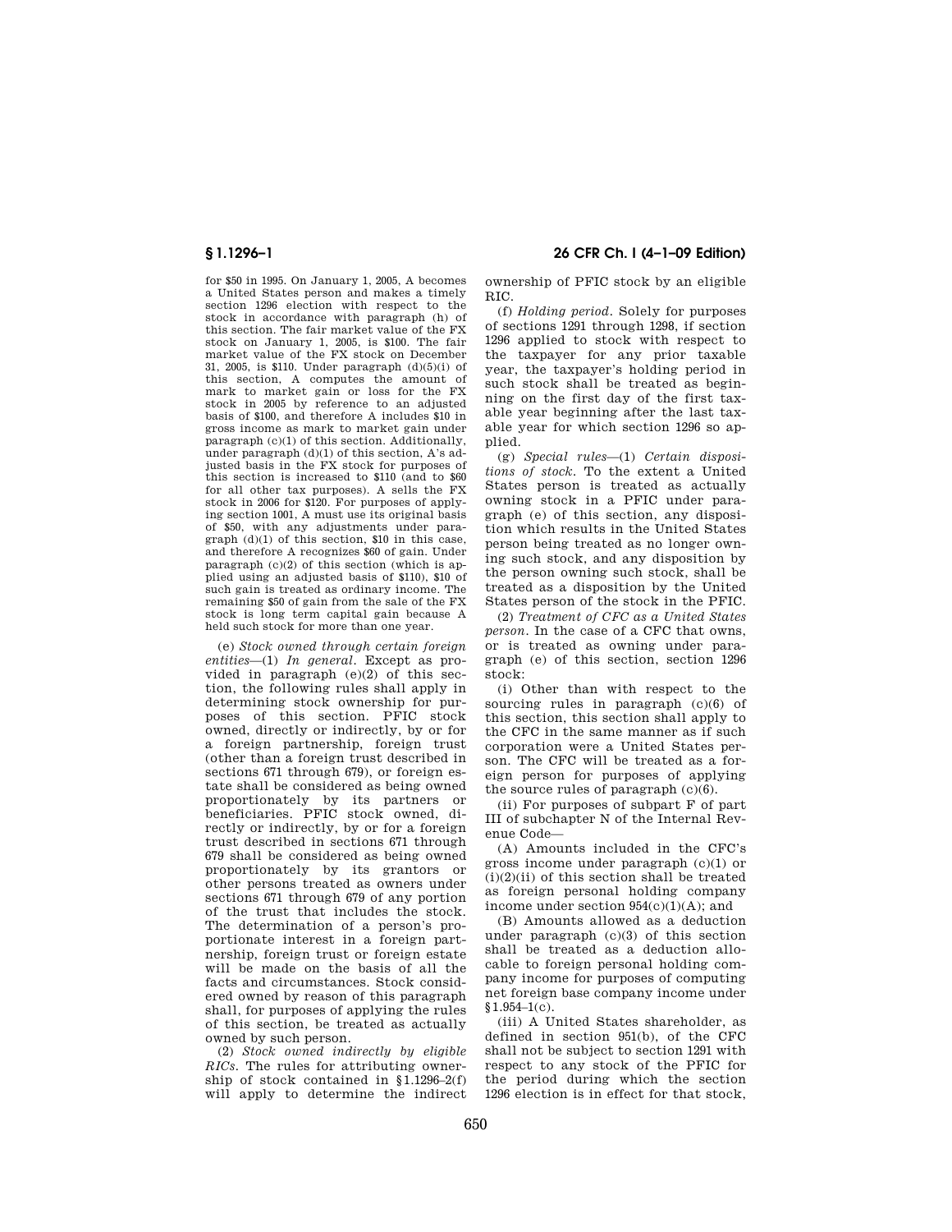for $50 in 1995. On January 1, 2005, A becomes a United States person and makes a timely section 1296 election with respect to the stock in accordance with paragraph (h) of this section. The fair market value of the FX stock on January 1, 2005, is $100. The fair market value of the FX stock on December 31, 2005, is $110. Under paragraph (d)(5)(i) of this section, A computes the amount of mark to market gain or loss for the FX stock in 2005 by reference to an adjusted basis of $100, and therefore A includes $10 in gross income as mark to market gain under paragraph (c)(1) of this section. Additionally, under paragraph (d)(1) of this section, A's adjusted basis in the FX stock for purposes of this section is increased to $110 (and to $60 for all other tax purposes). A sells the FX stock in 2006 for $120. For purposes of applying section 1001, A must use its original basis of $50, with any adjustments under paragraph (d)(1) of this section, $10 in this case, and therefore A recognizes $60 of gain. Under paragraph (c)(2) of this section (which is applied using an adjusted basis of $110), $10 of such gain is treated as ordinary income. The remaining $50 of gain from the sale of the FX stock is long term capital gain because A held such stock for more than one year.

(e) *Stock owned through certain foreign entities*—(1) *In general.* Except as provided in paragraph (e)(2) of this section, the following rules shall apply in determining stock ownership for purposes of this section. PFIC stock owned, directly or indirectly, by or for a foreign partnership, foreign trust (other than a foreign trust described in sections 671 through 679), or foreign estate shall be considered as being owned proportionately by its partners or beneficiaries. PFIC stock owned, directly or indirectly, by or for a foreign trust described in sections 671 through 679 shall be considered as being owned proportionately by its grantors or other persons treated as owners under sections 671 through 679 of any portion of the trust that includes the stock. The determination of a person's proportionate interest in a foreign partnership, foreign trust or foreign estate will be made on the basis of all the facts and circumstances. Stock considered owned by reason of this paragraph shall, for purposes of applying the rules of this section, be treated as actually owned by such person.

(2) *Stock owned indirectly by eligible RICs.* The rules for attributing ownership of stock contained in §1.1296–2(f) will apply to determine the indirect ownership of PFIC stock by an eligible RIC.

(f) *Holding period.* Solely for purposes of sections 1291 through 1298, if section 1296 applied to stock with respect to the taxpayer for any prior taxable year, the taxpayer's holding period in such stock shall be treated as beginning on the first day of the first taxable year beginning after the last taxable year for which section 1296 so applied.

(g) *Special rules*—(1) *Certain dispositions of stock.* To the extent a United States person is treated as actually owning stock in a PFIC under paragraph (e) of this section, any disposition which results in the United States person being treated as no longer owning such stock, and any disposition by the person owning such stock, shall be treated as a disposition by the United States person of the stock in the PFIC.

(2) *Treatment of CFC as a United States person.* In the case of a CFC that owns, or is treated as owning under paragraph (e) of this section, section 1296 stock:

(i) Other than with respect to the sourcing rules in paragraph (c)(6) of this section, this section shall apply to the CFC in the same manner as if such corporation were a United States person. The CFC will be treated as a foreign person for purposes of applying the source rules of paragraph (c)(6).

(ii) For purposes of subpart F of part III of subchapter N of the Internal Revenue Code—

(A) Amounts included in the CFC's gross income under paragraph (c)(1) or (i)(2)(ii) of this section shall be treated as foreign personal holding company income under section 954(c)(1)(A); and

(B) Amounts allowed as a deduction under paragraph (c)(3) of this section shall be treated as a deduction allocable to foreign personal holding company income for purposes of computing net foreign base company income under §1.954–1(c).

(iii) A United States shareholder, as defined in section 951(b), of the CFC shall not be subject to section 1291 with respect to any stock of the PFIC for the period during which the section 1296 election is in effect for that stock,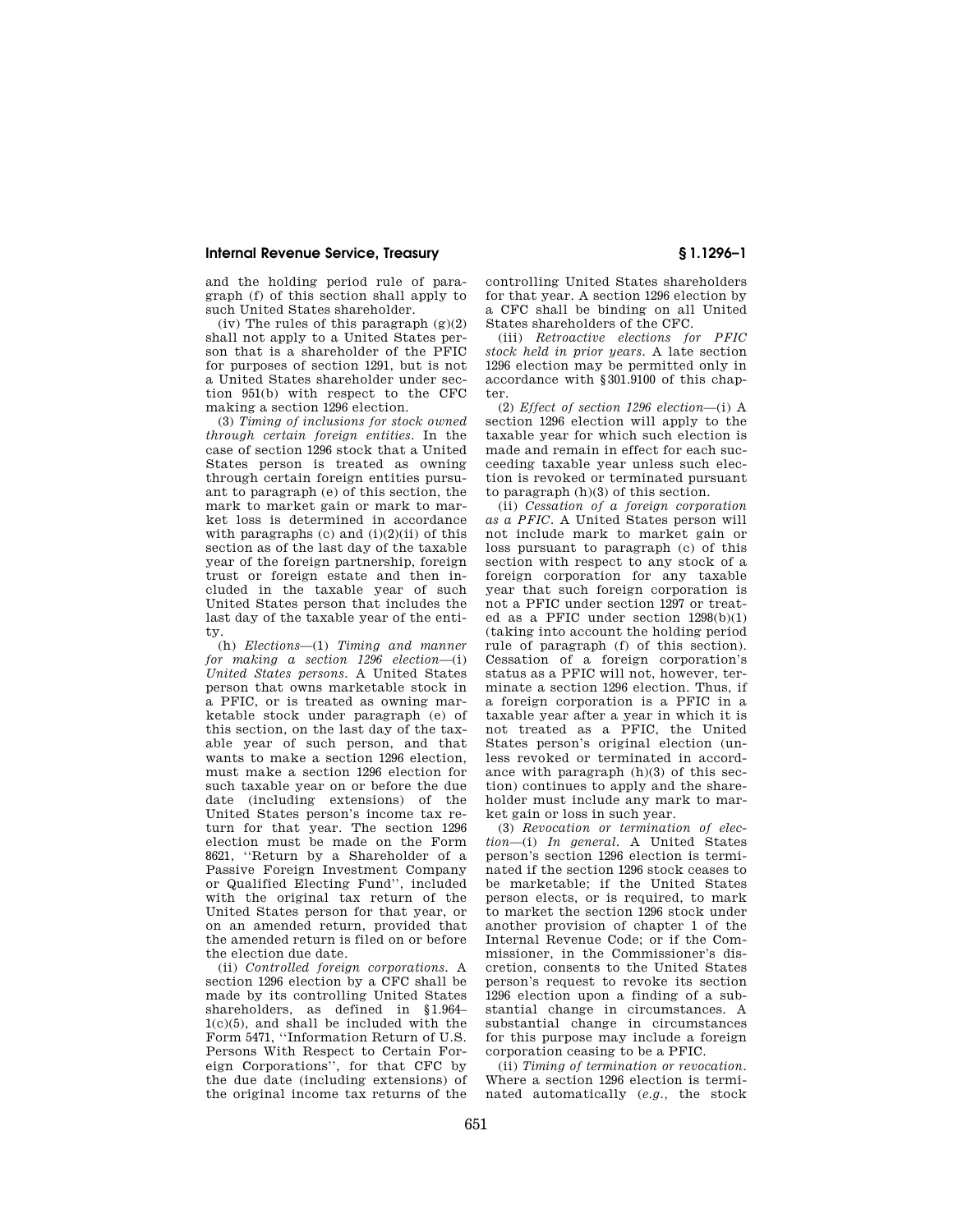and the holding period rule of paragraph (f) of this section shall apply to such United States shareholder.

(iv) The rules of this paragraph (g)(2) shall not apply to a United States person that is a shareholder of the PFIC for purposes of section 1291, but is not a United States shareholder under section 951(b) with respect to the CFC making a section 1296 election.

(3) *Timing of inclusions for stock owned through certain foreign entities.* In the case of section 1296 stock that a United States person is treated as owning through certain foreign entities pursuant to paragraph (e) of this section, the mark to market gain or mark to market loss is determined in accordance with paragraphs (c) and (i)(2)(ii) of this section as of the last day of the taxable year of the foreign partnership, foreign trust or foreign estate and then included in the taxable year of such United States person that includes the last day of the taxable year of the entity.

(h) *Elections*—(1) *Timing and manner for making a section 1296 election*—(i) *United States persons.* A United States person that owns marketable stock in a PFIC, or is treated as owning marketable stock under paragraph (e) of this section, on the last day of the taxable year of such person, and that wants to make a section 1296 election, must make a section 1296 election for such taxable year on or before the due date (including extensions) of the United States person's income tax return for that year. The section 1296 election must be made on the Form 8621, ''Return by a Shareholder of a Passive Foreign Investment Company or Qualified Electing Fund'', included with the original tax return of the United States person for that year, or on an amended return, provided that the amended return is filed on or before the election due date.

(ii) *Controlled foreign corporations.* A section 1296 election by a CFC shall be made by its controlling United States shareholders, as defined in §1.964–1(c)(5), and shall be included with the Form 5471, ''Information Return of U.S. Persons With Respect to Certain Foreign Corporations'', for that CFC by the due date (including extensions) of the original income tax returns of the controlling United States shareholders for that year. A section 1296 election by a CFC shall be binding on all United States shareholders of the CFC.

(iii) *Retroactive elections for PFIC stock held in prior years.* A late section 1296 election may be permitted only in accordance with §301.9100 of this chapter.

(2) *Effect of section 1296 election*—(i) A section 1296 election will apply to the taxable year for which such election is made and remain in effect for each succeeding taxable year unless such election is revoked or terminated pursuant to paragraph (h)(3) of this section.

(ii) *Cessation of a foreign corporation as a PFIC.* A United States person will not include mark to market gain or loss pursuant to paragraph (c) of this section with respect to any stock of a foreign corporation for any taxable year that such foreign corporation is not a PFIC under section 1297 or treated as a PFIC under section 1298(b)(1) (taking into account the holding period rule of paragraph (f) of this section). Cessation of a foreign corporation's status as a PFIC will not, however, terminate a section 1296 election. Thus, if a foreign corporation is a PFIC in a taxable year after a year in which it is not treated as a PFIC, the United States person's original election (unless revoked or terminated in accordance with paragraph (h)(3) of this section) continues to apply and the shareholder must include any mark to market gain or loss in such year.

(3) *Revocation or termination of election*—(i) *In general.* A United States person's section 1296 election is terminated if the section 1296 stock ceases to be marketable; if the United States person elects, or is required, to mark to market the section 1296 stock under another provision of chapter 1 of the Internal Revenue Code; or if the Commissioner, in the Commissioner's discretion, consents to the United States person's request to revoke its section 1296 election upon a finding of a substantial change in circumstances. A substantial change in circumstances for this purpose may include a foreign corporation ceasing to be a PFIC.

(ii) *Timing of termination or revocation.* Where a section 1296 election is terminated automatically (*e.g.*, the stock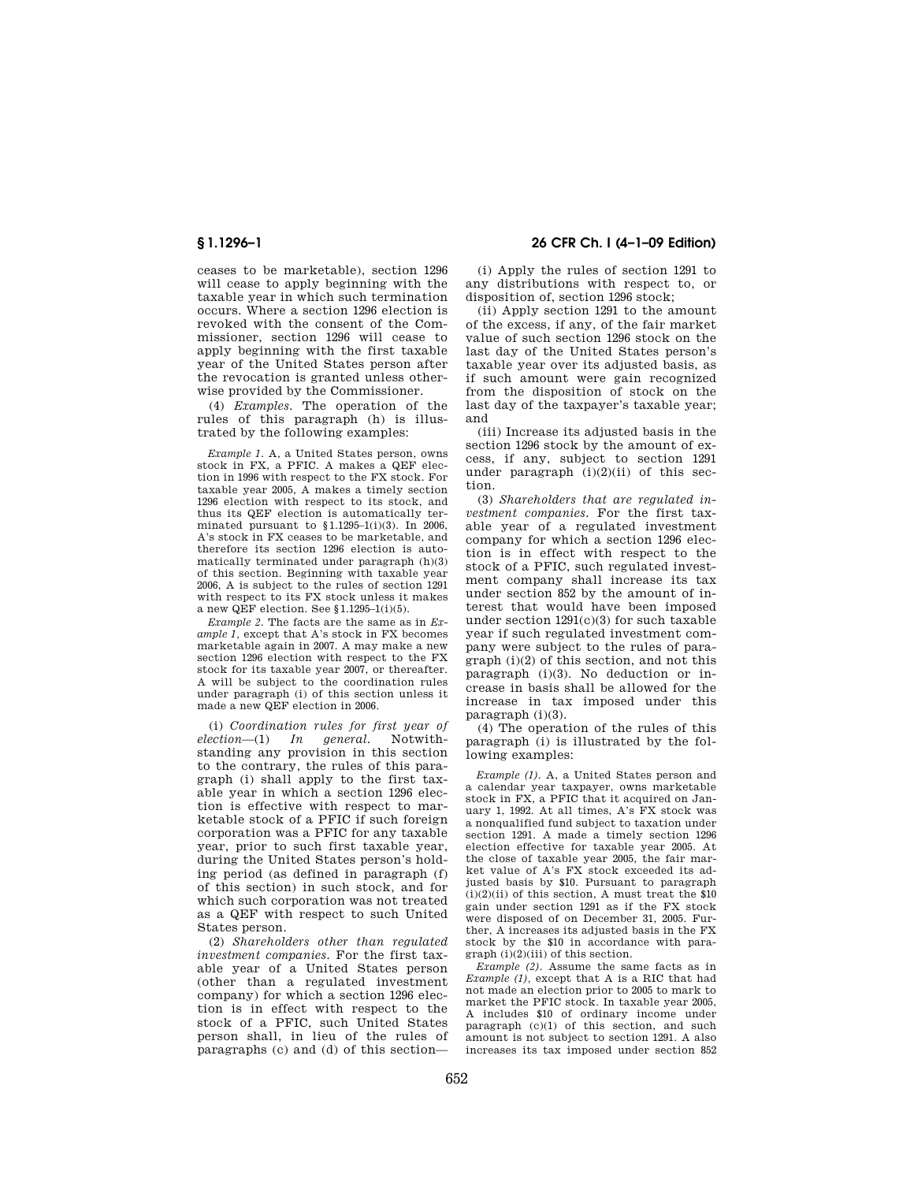ceases to be marketable), section 1296 will cease to apply beginning with the taxable year in which such termination occurs. Where a section 1296 election is revoked with the consent of the Commissioner, section 1296 will cease to apply beginning with the first taxable year of the United States person after the revocation is granted unless otherwise provided by the Commissioner.

(4) *Examples.* The operation of the rules of this paragraph (h) is illustrated by the following examples:

*Example 1.* A, a United States person, owns stock in FX, a PFIC. A makes a QEF election in 1996 with respect to the FX stock. For taxable year 2005, A makes a timely section 1296 election with respect to its stock, and thus its QEF election is automatically terminated pursuant to §1.1295–1(i)(3). In 2006, A's stock in FX ceases to be marketable, and therefore its section 1296 election is automatically terminated under paragraph (h)(3) of this section. Beginning with taxable year 2006, A is subject to the rules of section 1291 with respect to its FX stock unless it makes a new QEF election. See §1.1295–1(i)(5).

*Example 2.* The facts are the same as in *Example 1*, except that A's stock in FX becomes marketable again in 2007. A may make a new section 1296 election with respect to the FX stock for its taxable year 2007, or thereafter. A will be subject to the coordination rules under paragraph (i) of this section unless it made a new QEF election in 2006.

(i) *Coordination rules for first year of election*—(1) *In general.* Notwithstanding any provision in this section to the contrary, the rules of this paragraph (i) shall apply to the first taxable year in which a section 1296 election is effective with respect to marketable stock of a PFIC if such foreign corporation was a PFIC for any taxable year, prior to such first taxable year, during the United States person's holding period (as defined in paragraph (f) of this section) in such stock, and for which such corporation was not treated as a QEF with respect to such United States person.

(2) *Shareholders other than regulated investment companies.* For the first taxable year of a United States person (other than a regulated investment company) for which a section 1296 election is in effect with respect to the stock of a PFIC, such United States person shall, in lieu of the rules of paragraphs (c) and (d) of this section—

(i) Apply the rules of section 1291 to any distributions with respect to, or disposition of, section 1296 stock;

(ii) Apply section 1291 to the amount of the excess, if any, of the fair market value of such section 1296 stock on the last day of the United States person's taxable year over its adjusted basis, as if such amount were gain recognized from the disposition of stock on the last day of the taxpayer's taxable year; and

(iii) Increase its adjusted basis in the section 1296 stock by the amount of excess, if any, subject to section 1291 under paragraph (i)(2)(ii) of this section.

(3) *Shareholders that are regulated investment companies.* For the first taxable year of a regulated investment company for which a section 1296 election is in effect with respect to the stock of a PFIC, such regulated investment company shall increase its tax under section 852 by the amount of interest that would have been imposed under section 1291(c)(3) for such taxable year if such regulated investment company were subject to the rules of paragraph (i)(2) of this section, and not this paragraph (i)(3). No deduction or increase in basis shall be allowed for the increase in tax imposed under this paragraph (i)(3).

(4) The operation of the rules of this paragraph (i) is illustrated by the following examples:

*Example (1).* A, a United States person and a calendar year taxpayer, owns marketable stock in FX, a PFIC that it acquired on January 1, 1992. At all times, A's FX stock was a nonqualified fund subject to taxation under section 1291. A made a timely section 1296 election effective for taxable year 2005. At the close of taxable year 2005, the fair market value of A's FX stock exceeded its adjusted basis by $10. Pursuant to paragraph (i)(2)(ii) of this section, A must treat the $10 gain under section 1291 as if the FX stock were disposed of on December 31, 2005. Further, A increases its adjusted basis in the FX stock by the $10 in accordance with paragraph (i)(2)(iii) of this section.

*Example (2).* Assume the same facts as in *Example (1)*, except that A is a RIC that had not made an election prior to 2005 to mark to market the PFIC stock. In taxable year 2005, A includes $10 of ordinary income under paragraph (c)(1) of this section, and such amount is not subject to section 1291. A also increases its tax imposed under section 852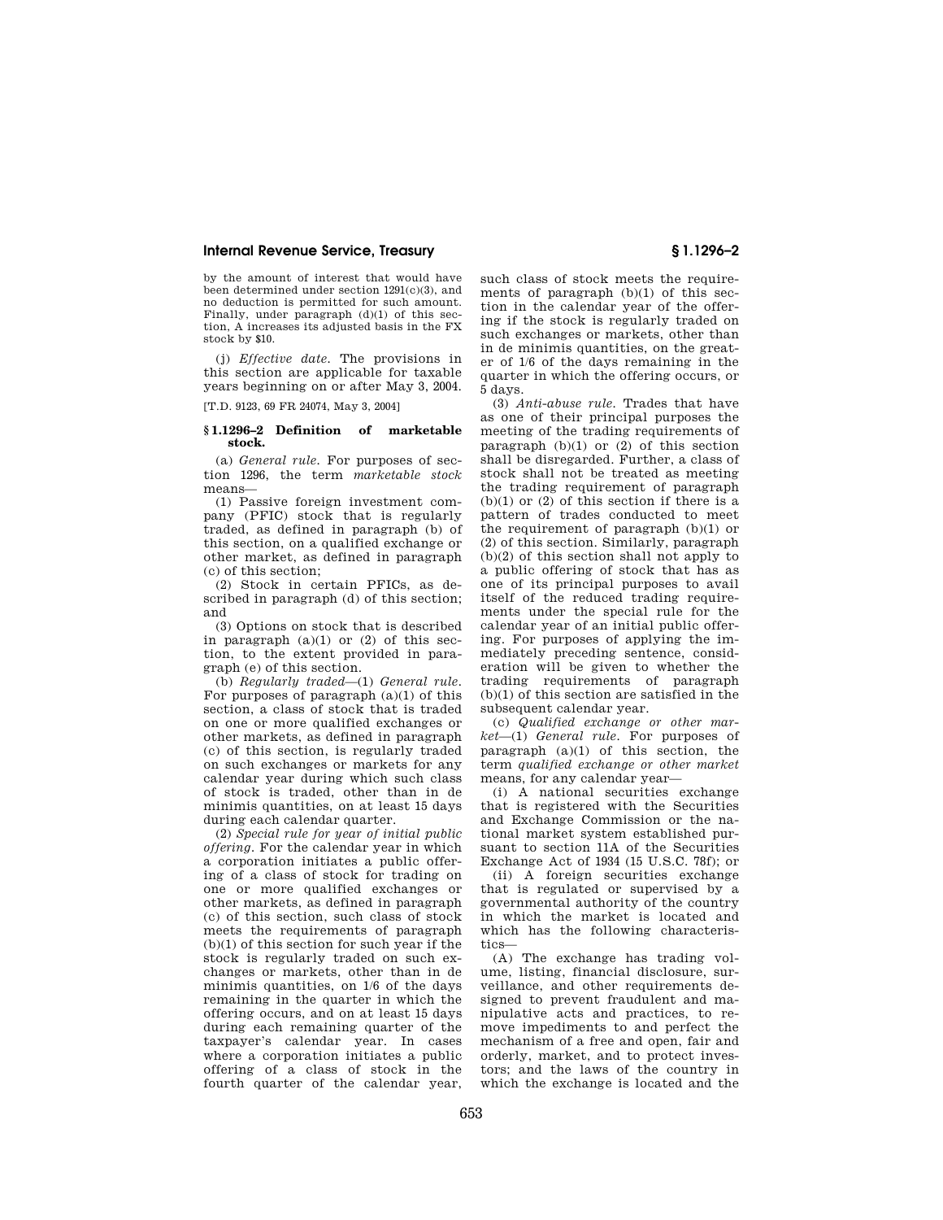by the amount of interest that would have been determined under section 1291(c)(3), and no deduction is permitted for such amount. Finally, under paragraph (d)(1) of this section, A increases its adjusted basis in the FX stock by $10.

(j) *Effective date.* The provisions in this section are applicable for taxable years beginning on or after May 3, 2004.

[T.D. 9123, 69 FR 24074, May 3, 2004]

## § 1.1296–2 Definition of marketable stock.

(a) *General rule.* For purposes of section 1296, the term *marketable stock* means—

(1) Passive foreign investment company (PFIC) stock that is regularly traded, as defined in paragraph (b) of this section, on a qualified exchange or other market, as defined in paragraph (c) of this section;

(2) Stock in certain PFICs, as described in paragraph (d) of this section; and

(3) Options on stock that is described in paragraph (a)(1) or (2) of this section, to the extent provided in paragraph (e) of this section.

(b) *Regularly traded*—(1) *General rule.* For purposes of paragraph (a)(1) of this section, a class of stock that is traded on one or more qualified exchanges or other markets, as defined in paragraph (c) of this section, is regularly traded on such exchanges or markets for any calendar year during which such class of stock is traded, other than in de minimis quantities, on at least 15 days during each calendar quarter.

(2) *Special rule for year of initial public offering.* For the calendar year in which a corporation initiates a public offering of a class of stock for trading on one or more qualified exchanges or other markets, as defined in paragraph (c) of this section, such class of stock meets the requirements of paragraph (b)(1) of this section for such year if the stock is regularly traded on such exchanges or markets, other than in de minimis quantities, on 1/6 of the days remaining in the quarter in which the offering occurs, and on at least 15 days during each remaining quarter of the taxpayer's calendar year. In cases where a corporation initiates a public offering of a class of stock in the fourth quarter of the calendar year, such class of stock meets the requirements of paragraph (b)(1) of this section in the calendar year of the offering if the stock is regularly traded on such exchanges or markets, other than in de minimis quantities, on the greater of 1/6 of the days remaining in the quarter in which the offering occurs, or 5 days.

(3) *Anti-abuse rule.* Trades that have as one of their principal purposes the meeting of the trading requirements of paragraph (b)(1) or (2) of this section shall be disregarded. Further, a class of stock shall not be treated as meeting the trading requirement of paragraph (b)(1) or (2) of this section if there is a pattern of trades conducted to meet the requirement of paragraph (b)(1) or (2) of this section. Similarly, paragraph (b)(2) of this section shall not apply to a public offering of stock that has as one of its principal purposes to avail itself of the reduced trading requirements under the special rule for the calendar year of an initial public offering. For purposes of applying the immediately preceding sentence, consideration will be given to whether the trading requirements of paragraph (b)(1) of this section are satisfied in the subsequent calendar year.

(c) *Qualified exchange or other market*—(1) *General rule.* For purposes of paragraph (a)(1) of this section, the term *qualified exchange or other market* means, for any calendar year—

(i) A national securities exchange that is registered with the Securities and Exchange Commission or the national market system established pursuant to section 11A of the Securities Exchange Act of 1934 (15 U.S.C. 78f); or

(ii) A foreign securities exchange that is regulated or supervised by a governmental authority of the country in which the market is located and which has the following characteristics—

(A) The exchange has trading volume, listing, financial disclosure, surveillance, and other requirements designed to prevent fraudulent and manipulative acts and practices, to remove impediments to and perfect the mechanism of a free and open, fair and orderly, market, and to protect investors; and the laws of the country in which the exchange is located and the